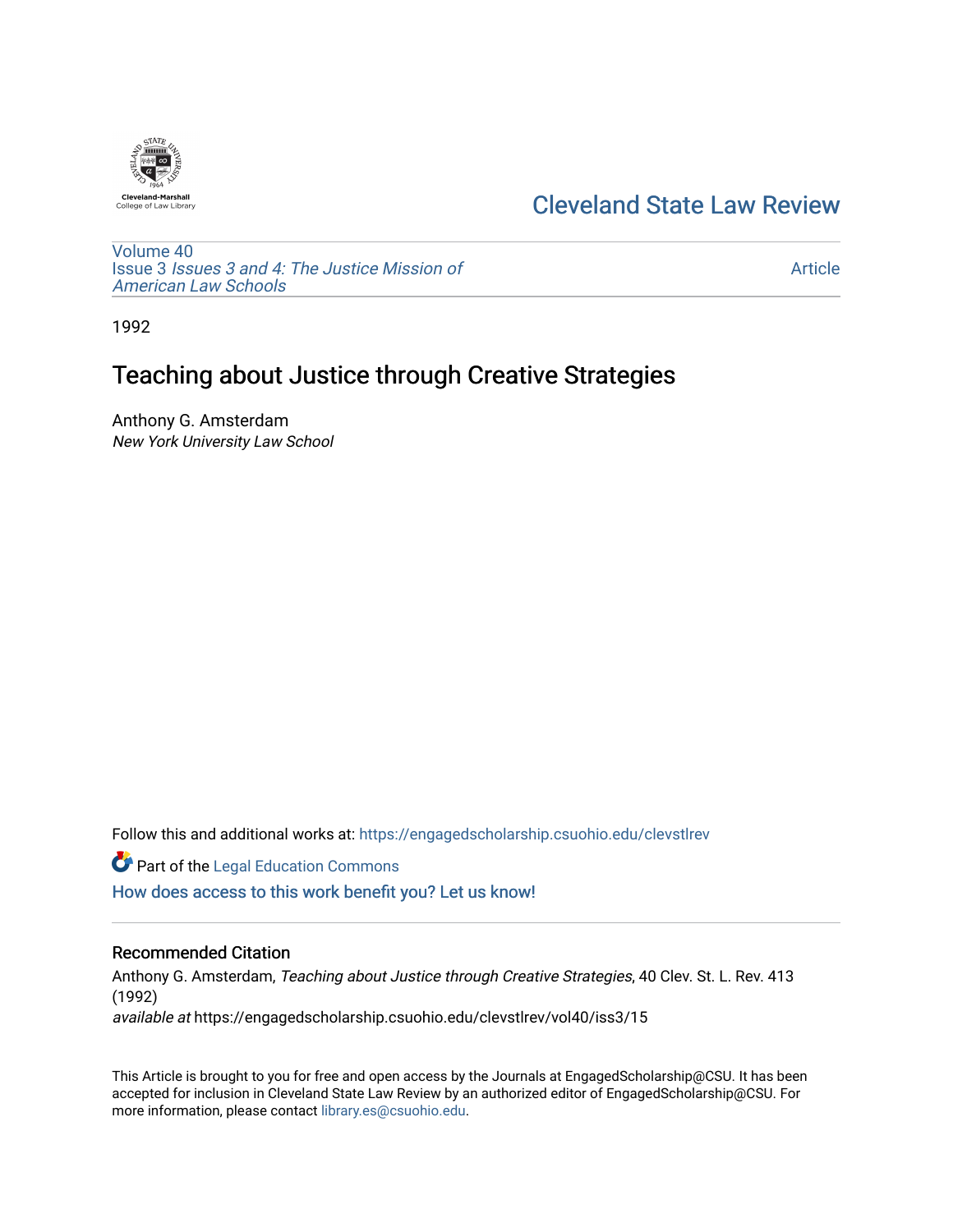Cleveland-Marshall College of Law Library

# Cleveland State Law Review

Volume 40
Issue 3 *Issues 3 and 4: The Justice Mission of American Law Schools*

Article

1992

## Teaching about Justice through Creative Strategies

Anthony G. Amsterdam
*New York University Law School*

Follow this and additional works at: https://engagedscholarship.csuohio.edu/clevstlrev

Part of the Legal Education Commons

How does access to this work benefit you? Let us know!

### Recommended Citation

Anthony G. Amsterdam, *Teaching about Justice through Creative Strategies*, 40 Clev. St. L. Rev. 413 (1992)
*available at* https://engagedscholarship.csuohio.edu/clevstlrev/vol40/iss3/15

This Article is brought to you for free and open access by the Journals at EngagedScholarship@CSU. It has been accepted for inclusion in Cleveland State Law Review by an authorized editor of EngagedScholarship@CSU. For more information, please contact library.es@csuohio.edu.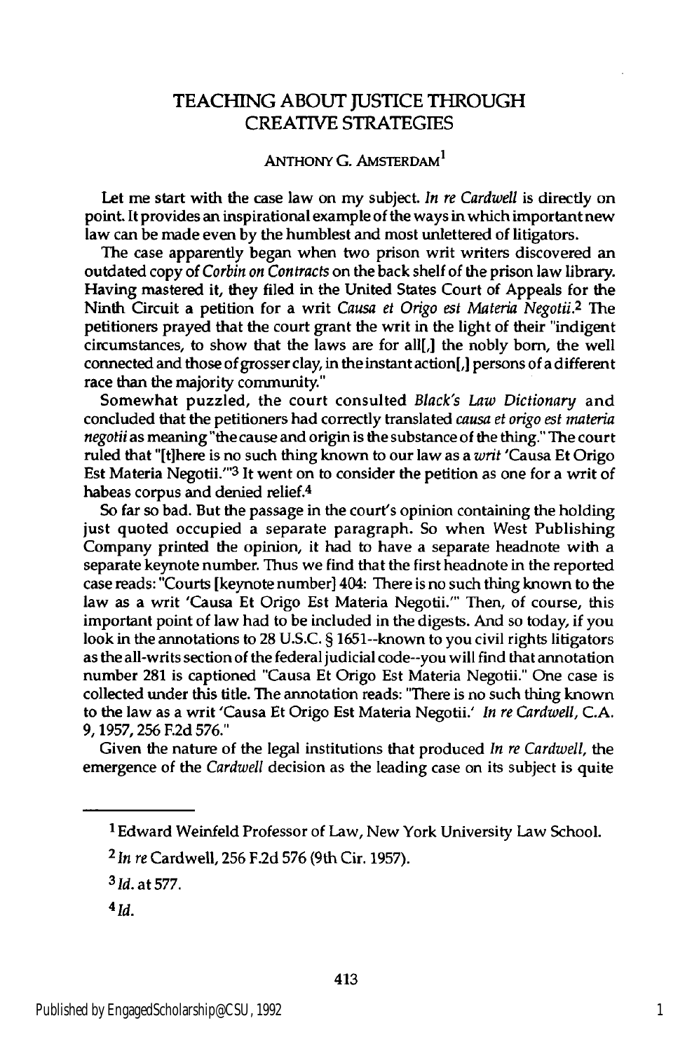# TEACHING ABOUT JUSTICE THROUGH CREATIVE STRATEGIES

ANTHONY G. AMSTERDAM[1]

Let me start with the case law on my subject. *In re Cardwell* is directly on point. It provides an inspirational example of the ways in which important new law can be made even by the humblest and most unlettered of litigators.

The case apparently began when two prison writ writers discovered an outdated copy of *Corbin on Contracts* on the back shelf of the prison law library. Having mastered it, they filed in the United States Court of Appeals for the Ninth Circuit a petition for a writ *Causa et Origo est Materia Negotii*.[2] The petitioners prayed that the court grant the writ in the light of their "indigent circumstances, to show that the laws are for all[,] the nobly born, the well connected and those of grosser clay, in the instant action[,] persons of a different race than the majority community."

Somewhat puzzled, the court consulted *Black's Law Dictionary* and concluded that the petitioners had correctly translated *causa et origo est materia negotii* as meaning "the cause and origin is the substance of the thing." The court ruled that "[t]here is no such thing known to our law as a *writ* 'Causa Et Origo Est Materia Negotii.'"[3] It went on to consider the petition as one for a writ of habeas corpus and denied relief.[4]

So far so bad. But the passage in the court's opinion containing the holding just quoted occupied a separate paragraph. So when West Publishing Company printed the opinion, it had to have a separate headnote with a separate keynote number. Thus we find that the first headnote in the reported case reads: "Courts [keynote number] 404: There is no such thing known to the law as a writ 'Causa Et Origo Est Materia Negotii.'" Then, of course, this important point of law had to be included in the digests. And so today, if you look in the annotations to 28 U.S.C. § 1651--known to you civil rights litigators as the all-writs section of the federal judicial code--you will find that annotation number 281 is captioned "Causa Et Origo Est Materia Negotii." One case is collected under this title. The annotation reads: "There is no such thing known to the law as a writ 'Causa Et Origo Est Materia Negotii.' *In re Cardwell*, C.A. 9, 1957, 256 F.2d 576."

Given the nature of the legal institutions that produced *In re Cardwell*, the emergence of the *Cardwell* decision as the leading case on its subject is quite

---

[1] Edward Weinfeld Professor of Law, New York University Law School.

[2] *In re* Cardwell, 256 F.2d 576 (9th Cir. 1957).

[3] *Id.* at 577.

[4] *Id.*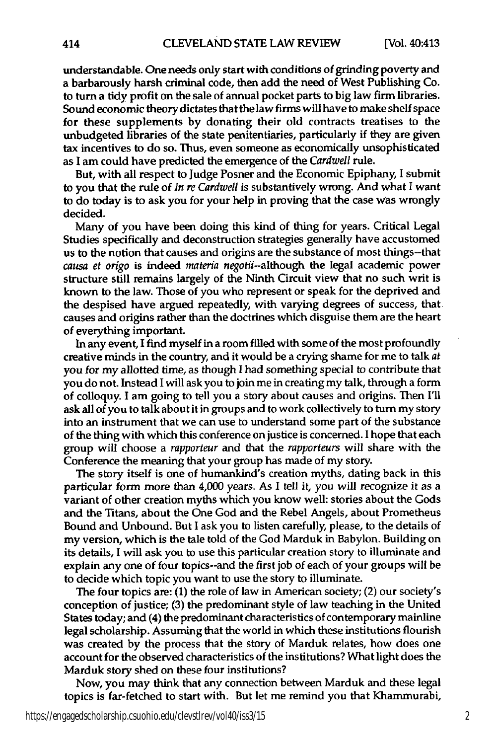understandable. One needs only start with conditions of grinding poverty and a barbarously harsh criminal code, then add the need of West Publishing Co. to turn a tidy profit on the sale of annual pocket parts to big law firm libraries. Sound economic theory dictates that the law firms will have to make shelf space for these supplements by donating their old contracts treatises to the unbudgeted libraries of the state penitentiaries, particularly if they are given tax incentives to do so. Thus, even someone as economically unsophisticated as I am could have predicted the emergence of the *Cardwell* rule.

But, with all respect to Judge Posner and the Economic Epiphany, I submit to you that the rule of *In re Cardwell* is substantively wrong. And what I want to do today is to ask you for your help in proving that the case was wrongly decided.

Many of you have been doing this kind of thing for years. Critical Legal Studies specifically and deconstruction strategies generally have accustomed us to the notion that causes and origins are the substance of most things--that *causa et origo* is indeed *materia negotii*--although the legal academic power structure still remains largely of the Ninth Circuit view that no such writ is known to the law. Those of you who represent or speak for the deprived and the despised have argued repeatedly, with varying degrees of success, that causes and origins rather than the doctrines which disguise them are the heart of everything important.

In any event, I find myself in a room filled with some of the most profoundly creative minds in the country, and it would be a crying shame for me to talk *at* you for my allotted time, as though I had something special to contribute that you do not. Instead I will ask you to join me in creating my talk, through a form of colloquy. I am going to tell you a story about causes and origins. Then I'll ask all of you to talk about it in groups and to work collectively to turn my story into an instrument that we can use to understand some part of the substance of the thing with which this conference on justice is concerned. I hope that each group will choose a *rapporteur* and that the *rapporteurs* will share with the Conference the meaning that your group has made of my story.

The story itself is one of humankind's creation myths, dating back in this particular form more than 4,000 years. As I tell it, you will recognize it as a variant of other creation myths which you know well: stories about the Gods and the Titans, about the One God and the Rebel Angels, about Prometheus Bound and Unbound. But I ask you to listen carefully, please, to the details of my version, which is the tale told of the God Marduk in Babylon. Building on its details, I will ask you to use this particular creation story to illuminate and explain any one of four topics--and the first job of each of your groups will be to decide which topic you want to use the story to illuminate.

The four topics are: (1) the role of law in American society; (2) our society's conception of justice; (3) the predominant style of law teaching in the United States today; and (4) the predominant characteristics of contemporary mainline legal scholarship. Assuming that the world in which these institutions flourish was created by the process that the story of Marduk relates, how does one account for the observed characteristics of the institutions? What light does the Marduk story shed on these four institutions?

Now, you may think that any connection between Marduk and these legal topics is far-fetched to start with. But let me remind you that Khammurabi,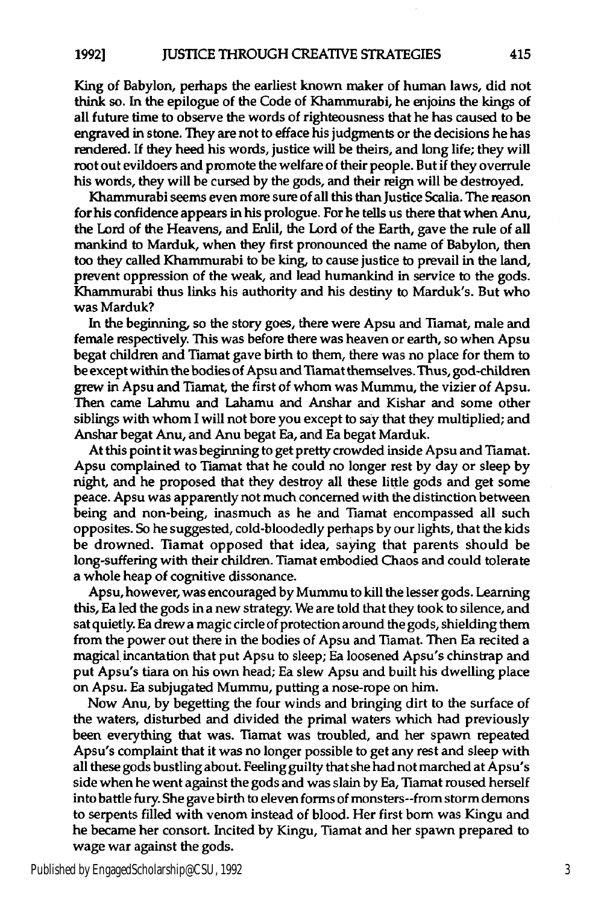King of Babylon, perhaps the earliest known maker of human laws, did not think so. In the epilogue of the Code of Khammurabi, he enjoins the kings of all future time to observe the words of righteousness that he has caused to be engraved in stone. They are not to efface his judgments or the decisions he has rendered. If they heed his words, justice will be theirs, and long life; they will root out evildoers and promote the welfare of their people. But if they overrule his words, they will be cursed by the gods, and their reign will be destroyed.

Khammurabi seems even more sure of all this than Justice Scalia. The reason for his confidence appears in his prologue. For he tells us there that when Anu, the Lord of the Heavens, and Enlil, the Lord of the Earth, gave the rule of all mankind to Marduk, when they first pronounced the name of Babylon, then too they called Khammurabi to be king, to cause justice to prevail in the land, prevent oppression of the weak, and lead humankind in service to the gods. Khammurabi thus links his authority and his destiny to Marduk's. But who was Marduk?

In the beginning, so the story goes, there were Apsu and Tiamat, male and female respectively. This was before there was heaven or earth, so when Apsu begat children and Tiamat gave birth to them, there was no place for them to be except within the bodies of Apsu and Tiamat themselves. Thus, god-children grew in Apsu and Tiamat, the first of whom was Mummu, the vizier of Apsu. Then came Lahmu and Lahamu and Anshar and Kishar and some other siblings with whom I will not bore you except to say that they multiplied; and Anshar begat Anu, and Anu begat Ea, and Ea begat Marduk.

At this point it was beginning to get pretty crowded inside Apsu and Tiamat. Apsu complained to Tiamat that he could no longer rest by day or sleep by night, and he proposed that they destroy all these little gods and get some peace. Apsu was apparently not much concerned with the distinction between being and non-being, inasmuch as he and Tiamat encompassed all such opposites. So he suggested, cold-bloodedly perhaps by our lights, that the kids be drowned. Tiamat opposed that idea, saying that parents should be long-suffering with their children. Tiamat embodied Chaos and could tolerate a whole heap of cognitive dissonance.

Apsu, however, was encouraged by Mummu to kill the lesser gods. Learning this, Ea led the gods in a new strategy. We are told that they took to silence, and sat quietly. Ea drew a magic circle of protection around the gods, shielding them from the power out there in the bodies of Apsu and Tiamat. Then Ea recited a magical incantation that put Apsu to sleep; Ea loosened Apsu's chinstrap and put Apsu's tiara on his own head; Ea slew Apsu and built his dwelling place on Apsu. Ea subjugated Mummu, putting a nose-rope on him.

Now Anu, by begetting the four winds and bringing dirt to the surface of the waters, disturbed and divided the primal waters which had previously been everything that was. Tiamat was troubled, and her spawn repeated Apsu's complaint that it was no longer possible to get any rest and sleep with all these gods bustling about. Feeling guilty that she had not marched at Apsu's side when he went against the gods and was slain by Ea, Tiamat roused herself into battle fury. She gave birth to eleven forms of monsters--from storm demons to serpents filled with venom instead of blood. Her first born was Kingu and he became her consort. Incited by Kingu, Tiamat and her spawn prepared to wage war against the gods.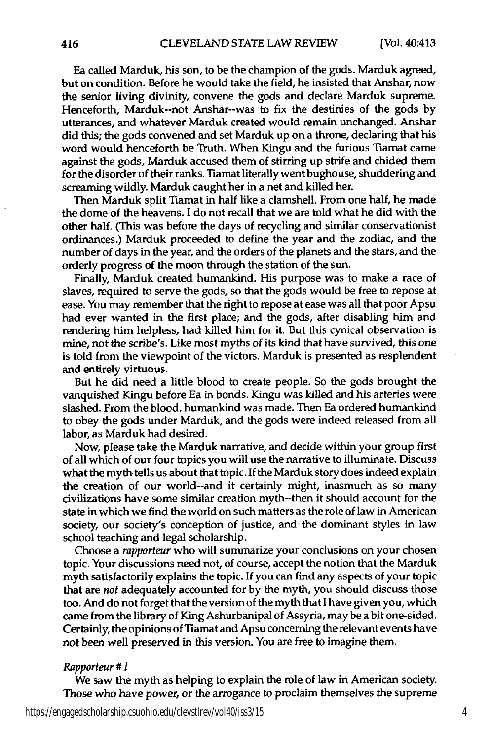Ea called Marduk, his son, to be the champion of the gods. Marduk agreed, but on condition. Before he would take the field, he insisted that Anshar, now the senior living divinity, convene the gods and declare Marduk supreme. Henceforth, Marduk--not Anshar--was to fix the destinies of the gods by utterances, and whatever Marduk created would remain unchanged. Anshar did this; the gods convened and set Marduk up on a throne, declaring that his word would henceforth be Truth. When Kingu and the furious Tiamat came against the gods, Marduk accused them of stirring up strife and chided them for the disorder of their ranks. Tiamat literally went bughouse, shuddering and screaming wildly. Marduk caught her in a net and killed her.

Then Marduk split Tiamat in half like a clamshell. From one half, he made the dome of the heavens. I do not recall that we are told what he did with the other half. (This was before the days of recycling and similar conservationist ordinances.) Marduk proceeded to define the year and the zodiac, and the number of days in the year, and the orders of the planets and the stars, and the orderly progress of the moon through the station of the sun.

Finally, Marduk created humankind. His purpose was to make a race of slaves, required to serve the gods, so that the gods would be free to repose at ease. You may remember that the right to repose at ease was all that poor Apsu had ever wanted in the first place; and the gods, after disabling him and rendering him helpless, had killed him for it. But this cynical observation is mine, not the scribe's. Like most myths of its kind that have survived, this one is told from the viewpoint of the victors. Marduk is presented as resplendent and entirely virtuous.

But he did need a little blood to create people. So the gods brought the vanquished Kingu before Ea in bonds. Kingu was killed and his arteries were slashed. From the blood, humankind was made. Then Ea ordered humankind to obey the gods under Marduk, and the gods were indeed released from all labor, as Marduk had desired.

Now, please take the Marduk narrative, and decide within your group first of all which of our four topics you will use the narrative to illuminate. Discuss what the myth tells us about that topic. If the Marduk story does indeed explain the creation of our world--and it certainly might, inasmuch as so many civilizations have some similar creation myth--then it should account for the state in which we find the world on such matters as the role of law in American society, our society's conception of justice, and the dominant styles in law school teaching and legal scholarship.

Choose a *rapporteur* who will summarize your conclusions on your chosen topic. Your discussions need not, of course, accept the notion that the Marduk myth satisfactorily explains the topic. If you can find any aspects of your topic that are *not* adequately accounted for by the myth, you should discuss those too. And do not forget that the version of the myth that I have given you, which came from the library of King Ashurbanipal of Assyria, may be a bit one-sided. Certainly, the opinions of Tiamat and Apsu concerning the relevant events have not been well preserved in this version. You are free to imagine them.

*Rapporteur # 1*

We saw the myth as helping to explain the role of law in American society. Those who have power, or the arrogance to proclaim themselves the supreme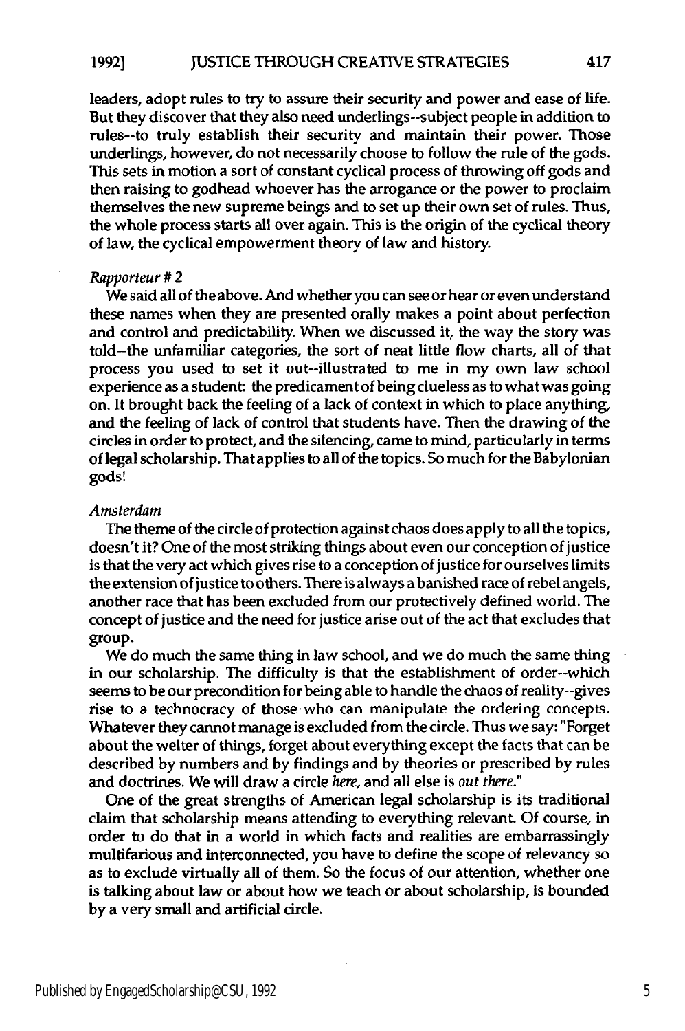leaders, adopt rules to try to assure their security and power and ease of life. But they discover that they also need underlings--subject people in addition to rules--to truly establish their security and maintain their power. Those underlings, however, do not necessarily choose to follow the rule of the gods. This sets in motion a sort of constant cyclical process of throwing off gods and then raising to godhead whoever has the arrogance or the power to proclaim themselves the new supreme beings and to set up their own set of rules. Thus, the whole process starts all over again. This is the origin of the cyclical theory of law, the cyclical empowerment theory of law and history.

*Rapporteur # 2*

We said all of the above. And whether you can see or hear or even understand these names when they are presented orally makes a point about perfection and control and predictability. When we discussed it, the way the story was told--the unfamiliar categories, the sort of neat little flow charts, all of that process you used to set it out--illustrated to me in my own law school experience as a student: the predicament of being clueless as to what was going on. It brought back the feeling of a lack of context in which to place anything, and the feeling of lack of control that students have. Then the drawing of the circles in order to protect, and the silencing, came to mind, particularly in terms of legal scholarship. That applies to all of the topics. So much for the Babylonian gods!

*Amsterdam*

The theme of the circle of protection against chaos does apply to all the topics, doesn't it? One of the most striking things about even our conception of justice is that the very act which gives rise to a conception of justice for ourselves limits the extension of justice to others. There is always a banished race of rebel angels, another race that has been excluded from our protectively defined world. The concept of justice and the need for justice arise out of the act that excludes that group.

We do much the same thing in law school, and we do much the same thing in our scholarship. The difficulty is that the establishment of order--which seems to be our precondition for being able to handle the chaos of reality--gives rise to a technocracy of those who can manipulate the ordering concepts. Whatever they cannot manage is excluded from the circle. Thus we say: "Forget about the welter of things, forget about everything except the facts that can be described by numbers and by findings and by theories or prescribed by rules and doctrines. We will draw a circle *here*, and all else is *out there*."

One of the great strengths of American legal scholarship is its traditional claim that scholarship means attending to everything relevant. Of course, in order to do that in a world in which facts and realities are embarrassingly multifarious and interconnected, you have to define the scope of relevancy so as to exclude virtually all of them. So the focus of our attention, whether one is talking about law or about how we teach or about scholarship, is bounded by a very small and artificial circle.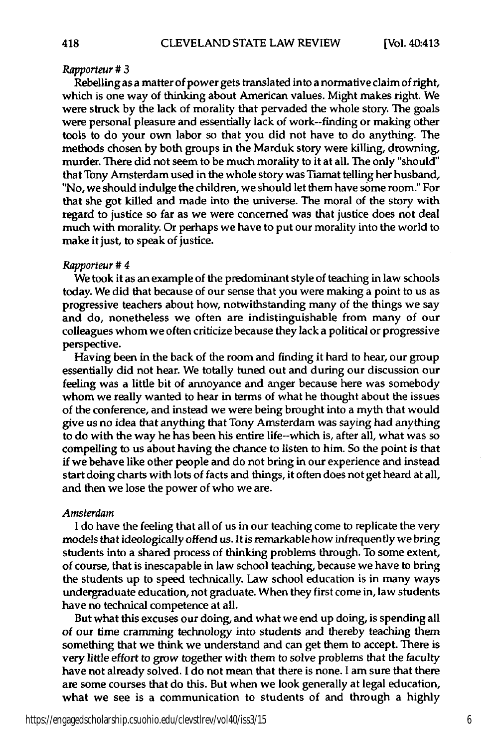*Rapporteur # 3*

Rebelling as a matter of power gets translated into a normative claim of right, which is one way of thinking about American values. Might makes right. We were struck by the lack of morality that pervaded the whole story. The goals were personal pleasure and essentially lack of work--finding or making other tools to do your own labor so that you did not have to do anything. The methods chosen by both groups in the Marduk story were killing, drowning, murder. There did not seem to be much morality to it at all. The only "should" that Tony Amsterdam used in the whole story was Tiamat telling her husband, "No, we should indulge the children, we should let them have some room." For that she got killed and made into the universe. The moral of the story with regard to justice so far as we were concerned was that justice does not deal much with morality. Or perhaps we have to put our morality into the world to make it just, to speak of justice.

*Rapporteur # 4*

We took it as an example of the predominant style of teaching in law schools today. We did that because of our sense that you were making a point to us as progressive teachers about how, notwithstanding many of the things we say and do, nonetheless we often are indistinguishable from many of our colleagues whom we often criticize because they lack a political or progressive perspective.

Having been in the back of the room and finding it hard to hear, our group essentially did not hear. We totally tuned out and during our discussion our feeling was a little bit of annoyance and anger because here was somebody whom we really wanted to hear in terms of what he thought about the issues of the conference, and instead we were being brought into a myth that would give us no idea that anything that Tony Amsterdam was saying had anything to do with the way he has been his entire life--which is, after all, what was so compelling to us about having the chance to listen to him. So the point is that if we behave like other people and do not bring in our experience and instead start doing charts with lots of facts and things, it often does not get heard at all, and then we lose the power of who we are.

*Amsterdam*

I do have the feeling that all of us in our teaching come to replicate the very models that ideologically offend us. It is remarkable how infrequently we bring students into a shared process of thinking problems through. To some extent, of course, that is inescapable in law school teaching, because we have to bring the students up to speed technically. Law school education is in many ways undergraduate education, not graduate. When they first come in, law students have no technical competence at all.

But what this excuses our doing, and what we end up doing, is spending all of our time cramming technology into students and thereby teaching them something that we think we understand and can get them to accept. There is very little effort to grow together with them to solve problems that the faculty have not already solved. I do not mean that there is none. I am sure that there are some courses that do this. But when we look generally at legal education, what we see is a communication to students of and through a highly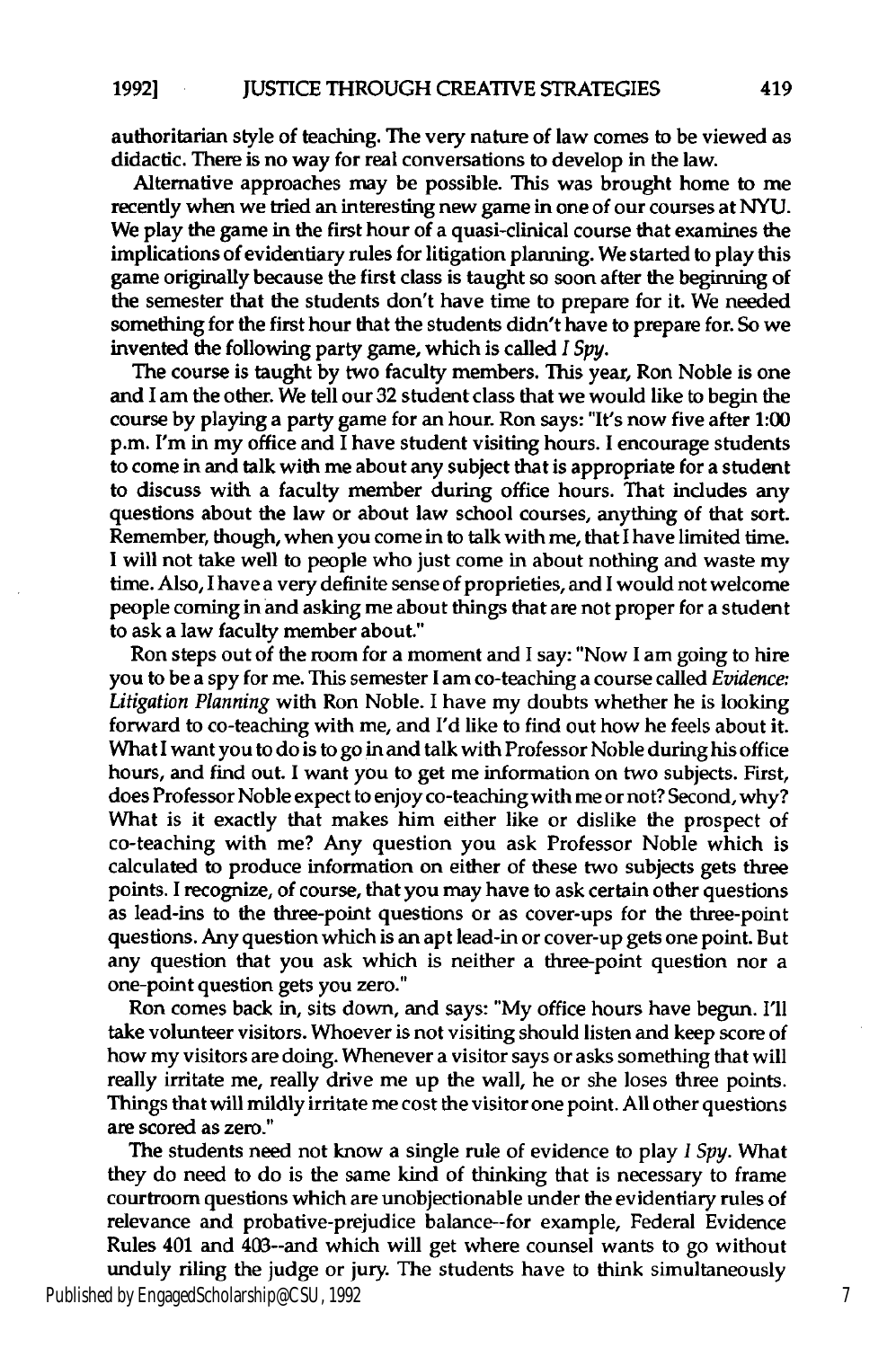authoritarian style of teaching. The very nature of law comes to be viewed as didactic. There is no way for real conversations to develop in the law.

Alternative approaches may be possible. This was brought home to me recently when we tried an interesting new game in one of our courses at NYU. We play the game in the first hour of a quasi-clinical course that examines the implications of evidentiary rules for litigation planning. We started to play this game originally because the first class is taught so soon after the beginning of the semester that the students don't have time to prepare for it. We needed something for the first hour that the students didn't have to prepare for. So we invented the following party game, which is called *I Spy*.

The course is taught by two faculty members. This year, Ron Noble is one and I am the other. We tell our 32 student class that we would like to begin the course by playing a party game for an hour. Ron says: "It's now five after 1:00 p.m. I'm in my office and I have student visiting hours. I encourage students to come in and talk with me about any subject that is appropriate for a student to discuss with a faculty member during office hours. That includes any questions about the law or about law school courses, anything of that sort. Remember, though, when you come in to talk with me, that I have limited time. I will not take well to people who just come in about nothing and waste my time. Also, I have a very definite sense of proprieties, and I would not welcome people coming in and asking me about things that are not proper for a student to ask a law faculty member about."

Ron steps out of the room for a moment and I say: "Now I am going to hire you to be a spy for me. This semester I am co-teaching a course called *Evidence: Litigation Planning* with Ron Noble. I have my doubts whether he is looking forward to co-teaching with me, and I'd like to find out how he feels about it. What I want you to do is to go in and talk with Professor Noble during his office hours, and find out. I want you to get me information on two subjects. First, does Professor Noble expect to enjoy co-teaching with me or not? Second, why? What is it exactly that makes him either like or dislike the prospect of co-teaching with me? Any question you ask Professor Noble which is calculated to produce information on either of these two subjects gets three points. I recognize, of course, that you may have to ask certain other questions as lead-ins to the three-point questions or as cover-ups for the three-point questions. Any question which is an apt lead-in or cover-up gets one point. But any question that you ask which is neither a three-point question nor a one-point question gets you zero."

Ron comes back in, sits down, and says: "My office hours have begun. I'll take volunteer visitors. Whoever is not visiting should listen and keep score of how my visitors are doing. Whenever a visitor says or asks something that will really irritate me, really drive me up the wall, he or she loses three points. Things that will mildly irritate me cost the visitor one point. All other questions are scored as zero."

The students need not know a single rule of evidence to play *I Spy*. What they do need to do is the same kind of thinking that is necessary to frame courtroom questions which are unobjectionable under the evidentiary rules of relevance and probative-prejudice balance--for example, Federal Evidence Rules 401 and 403--and which will get where counsel wants to go without unduly riling the judge or jury. The students have to think simultaneously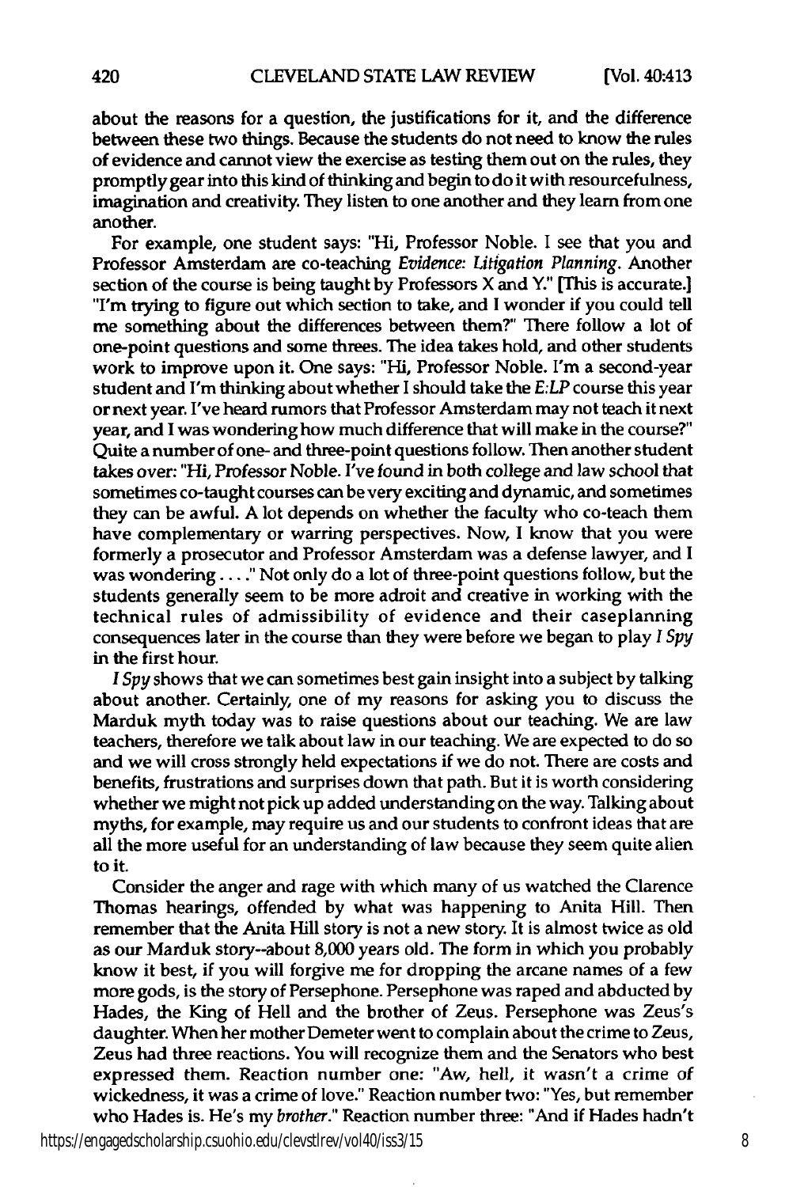about the reasons for a question, the justifications for it, and the difference between these two things. Because the students do not need to know the rules of evidence and cannot view the exercise as testing them out on the rules, they promptly gear into this kind of thinking and begin to do it with resourcefulness, imagination and creativity. They listen to one another and they learn from one another.

For example, one student says: "Hi, Professor Noble. I see that you and Professor Amsterdam are co-teaching *Evidence: Litigation Planning*. Another section of the course is being taught by Professors X and Y." [This is accurate.] "I'm trying to figure out which section to take, and I wonder if you could tell me something about the differences between them?" There follow a lot of one-point questions and some threes. The idea takes hold, and other students work to improve upon it. One says: "Hi, Professor Noble. I'm a second-year student and I'm thinking about whether I should take the *E:LP* course this year or next year. I've heard rumors that Professor Amsterdam may not teach it next year, and I was wondering how much difference that will make in the course?" Quite a number of one- and three-point questions follow. Then another student takes over: "Hi, Professor Noble. I've found in both college and law school that sometimes co-taught courses can be very exciting and dynamic, and sometimes they can be awful. A lot depends on whether the faculty who co-teach them have complementary or warring perspectives. Now, I know that you were formerly a prosecutor and Professor Amsterdam was a defense lawyer, and I was wondering . . . ." Not only do a lot of three-point questions follow, but the students generally seem to be more adroit and creative in working with the technical rules of admissibility of evidence and their caseplanning consequences later in the course than they were before we began to play *I Spy* in the first hour.

*I Spy* shows that we can sometimes best gain insight into a subject by talking about another. Certainly, one of my reasons for asking you to discuss the Marduk myth today was to raise questions about our teaching. We are law teachers, therefore we talk about law in our teaching. We are expected to do so and we will cross strongly held expectations if we do not. There are costs and benefits, frustrations and surprises down that path. But it is worth considering whether we might not pick up added understanding on the way. Talking about myths, for example, may require us and our students to confront ideas that are all the more useful for an understanding of law because they seem quite alien to it.

Consider the anger and rage with which many of us watched the Clarence Thomas hearings, offended by what was happening to Anita Hill. Then remember that the Anita Hill story is not a new story. It is almost twice as old as our Marduk story--about 8,000 years old. The form in which you probably know it best, if you will forgive me for dropping the arcane names of a few more gods, is the story of Persephone. Persephone was raped and abducted by Hades, the King of Hell and the brother of Zeus. Persephone was Zeus's daughter. When her mother Demeter went to complain about the crime to Zeus, Zeus had three reactions. You will recognize them and the Senators who best expressed them. Reaction number one: "Aw, hell, it wasn't a crime of wickedness, it was a crime of love." Reaction number two: "Yes, but remember who Hades is. He's my *brother*." Reaction number three: "And if Hades hadn't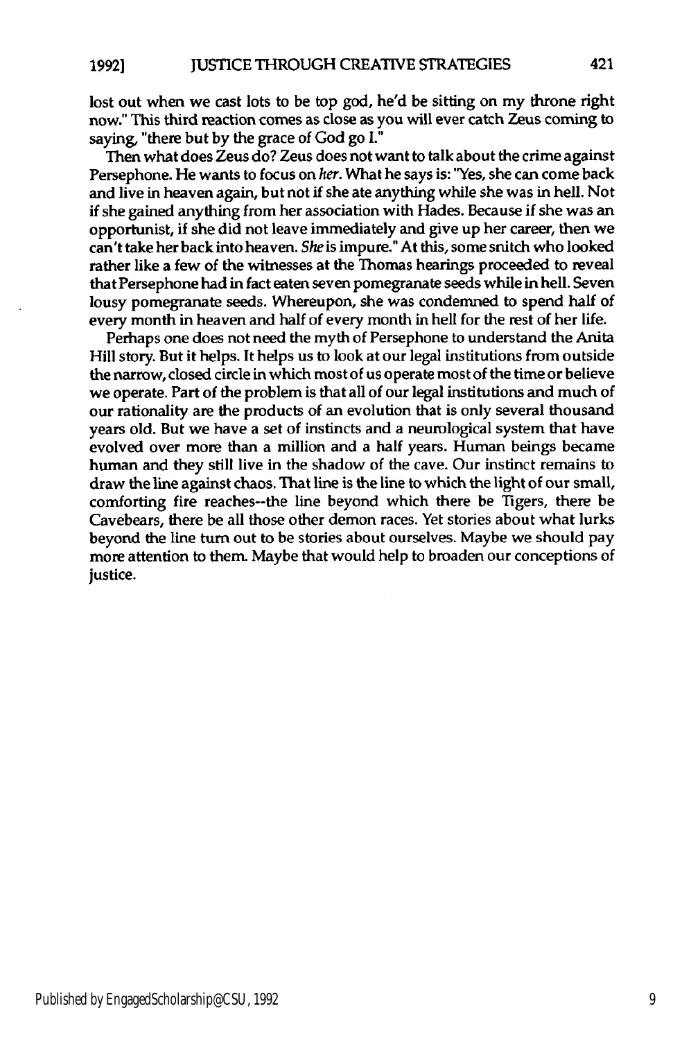lost out when we cast lots to be top god, he'd be sitting on my throne right now." This third reaction comes as close as you will ever catch Zeus coming to saying, "there but by the grace of God go I."

Then what does Zeus do? Zeus does not want to talk about the crime against Persephone. He wants to focus on *her*. What he says is: "Yes, she can come back and live in heaven again, but not if she ate anything while she was in hell. Not if she gained anything from her association with Hades. Because if she was an opportunist, if she did not leave immediately and give up her career, then we can't take her back into heaven. *She* is impure." At this, some snitch who looked rather like a few of the witnesses at the Thomas hearings proceeded to reveal that Persephone had in fact eaten seven pomegranate seeds while in hell. Seven lousy pomegranate seeds. Whereupon, she was condemned to spend half of every month in heaven and half of every month in hell for the rest of her life.

Perhaps one does not need the myth of Persephone to understand the Anita Hill story. But it helps. It helps us to look at our legal institutions from outside the narrow, closed circle in which most of us operate most of the time or believe we operate. Part of the problem is that all of our legal institutions and much of our rationality are the products of an evolution that is only several thousand years old. But we have a set of instincts and a neurological system that have evolved over more than a million and a half years. Human beings became human and they still live in the shadow of the cave. Our instinct remains to draw the line against chaos. That line is the line to which the light of our small, comforting fire reaches--the line beyond which there be Tigers, there be Cavebears, there be all those other demon races. Yet stories about what lurks beyond the line turn out to be stories about ourselves. Maybe we should pay more attention to them. Maybe that would help to broaden our conceptions of justice.